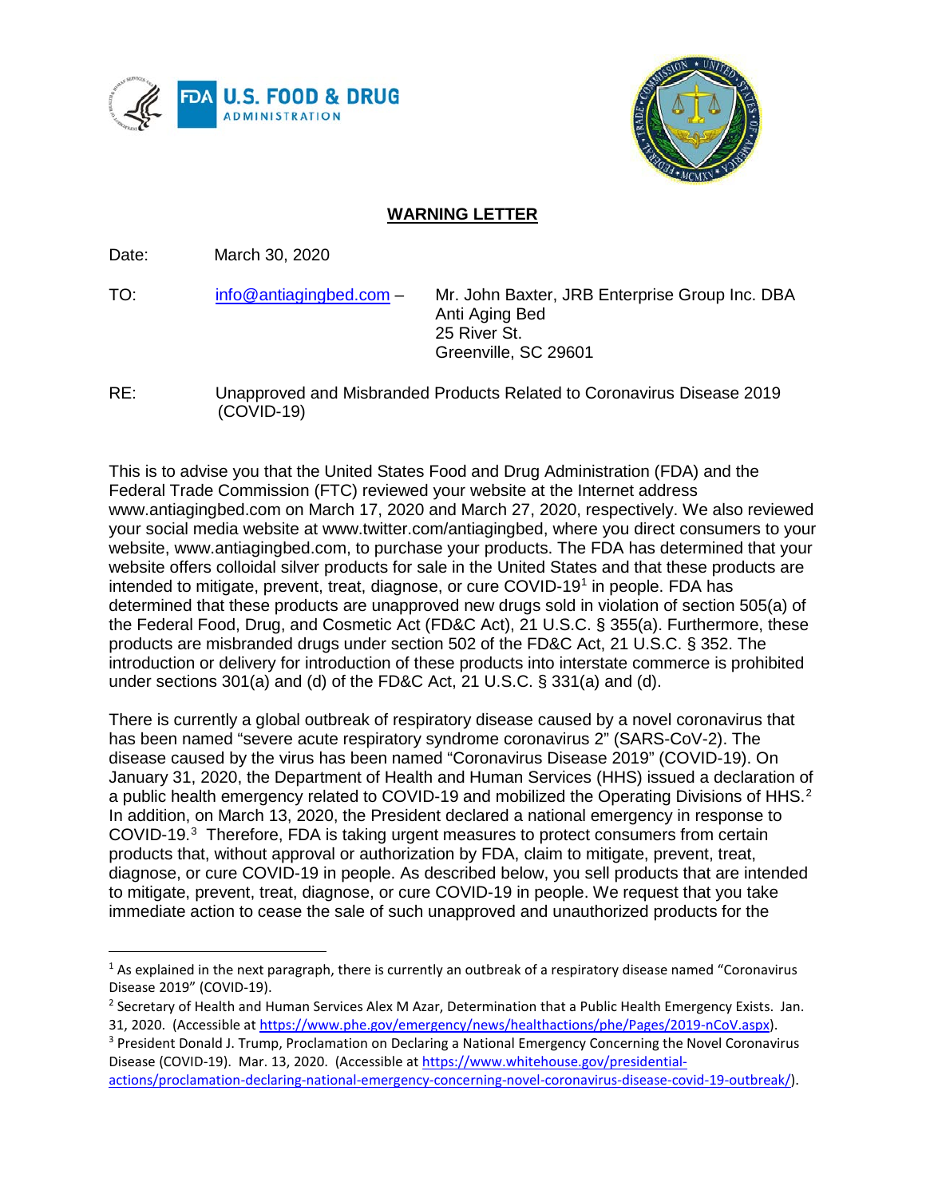## WARNING LETTER

Date: March 30, 2020

TO: info@antiagingbed.com – Mr. John Baxter, JRB Enterprise Group Inc. DBA Anti Aging Bed
25 River St.
Greenville, SC 29601

RE: Unapproved and Misbranded Products Related to Coronavirus Disease 2019 (COVID-19)

This is to advise you that the United States Food and Drug Administration (FDA) and the Federal Trade Commission (FTC) reviewed your website at the Internet address www.antiagingbed.com on March 17, 2020 and March 27, 2020, respectively. We also reviewed your social media website at www.twitter.com/antiagingbed, where you direct consumers to your website, www.antiagingbed.com, to purchase your products. The FDA has determined that your website offers colloidal silver products for sale in the United States and that these products are intended to mitigate, prevent, treat, diagnose, or cure COVID-19[1] in people. FDA has determined that these products are unapproved new drugs sold in violation of section 505(a) of the Federal Food, Drug, and Cosmetic Act (FD&C Act), 21 U.S.C. § 355(a). Furthermore, these products are misbranded drugs under section 502 of the FD&C Act, 21 U.S.C. § 352. The introduction or delivery for introduction of these products into interstate commerce is prohibited under sections 301(a) and (d) of the FD&C Act, 21 U.S.C. § 331(a) and (d).

There is currently a global outbreak of respiratory disease caused by a novel coronavirus that has been named "severe acute respiratory syndrome coronavirus 2" (SARS-CoV-2). The disease caused by the virus has been named "Coronavirus Disease 2019" (COVID-19). On January 31, 2020, the Department of Health and Human Services (HHS) issued a declaration of a public health emergency related to COVID-19 and mobilized the Operating Divisions of HHS.[2] In addition, on March 13, 2020, the President declared a national emergency in response to COVID-19.[3] Therefore, FDA is taking urgent measures to protect consumers from certain products that, without approval or authorization by FDA, claim to mitigate, prevent, treat, diagnose, or cure COVID-19 in people. As described below, you sell products that are intended to mitigate, prevent, treat, diagnose, or cure COVID-19 in people. We request that you take immediate action to cease the sale of such unapproved and unauthorized products for the

---

[1] As explained in the next paragraph, there is currently an outbreak of a respiratory disease named "Coronavirus Disease 2019" (COVID-19).

[2] Secretary of Health and Human Services Alex M Azar, Determination that a Public Health Emergency Exists. Jan. 31, 2020. (Accessible at https://www.phe.gov/emergency/news/healthactions/phe/Pages/2019-nCoV.aspx).

[3] President Donald J. Trump, Proclamation on Declaring a National Emergency Concerning the Novel Coronavirus Disease (COVID-19). Mar. 13, 2020. (Accessible at https://www.whitehouse.gov/presidential-actions/proclamation-declaring-national-emergency-concerning-novel-coronavirus-disease-covid-19-outbreak/).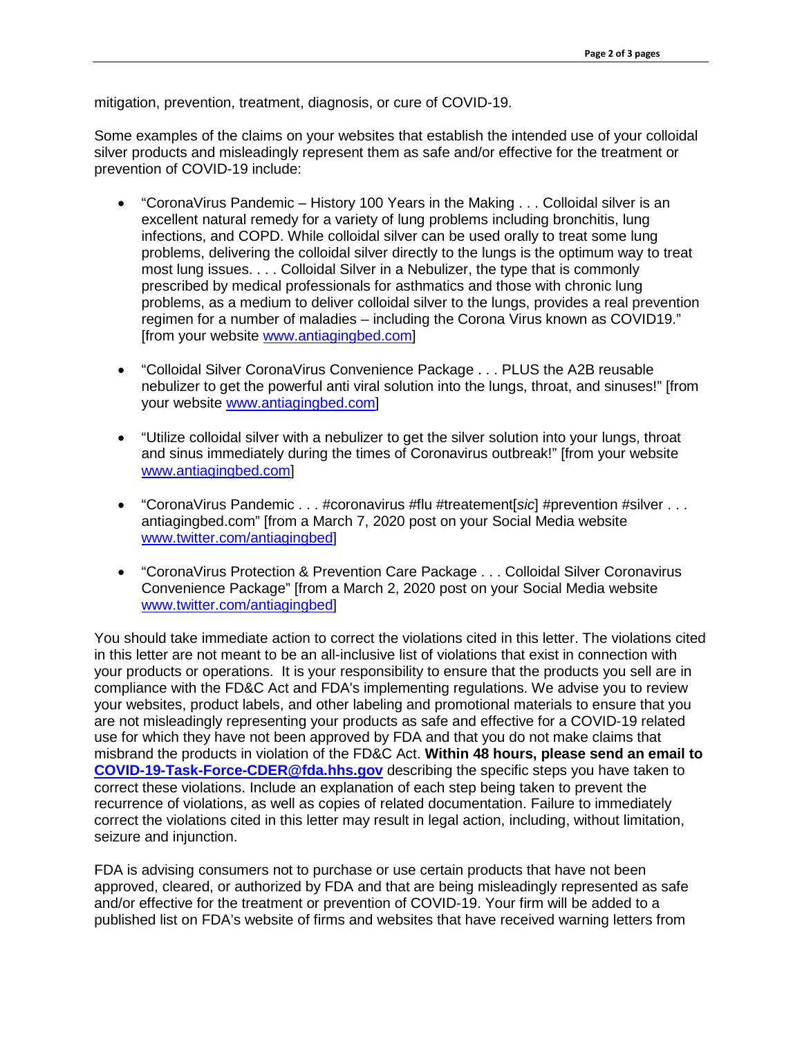mitigation, prevention, treatment, diagnosis, or cure of COVID-19.

Some examples of the claims on your websites that establish the intended use of your colloidal silver products and misleadingly represent them as safe and/or effective for the treatment or prevention of COVID-19 include:

- "CoronaVirus Pandemic – History 100 Years in the Making . . . Colloidal silver is an excellent natural remedy for a variety of lung problems including bronchitis, lung infections, and COPD. While colloidal silver can be used orally to treat some lung problems, delivering the colloidal silver directly to the lungs is the optimum way to treat most lung issues. . . . Colloidal Silver in a Nebulizer, the type that is commonly prescribed by medical professionals for asthmatics and those with chronic lung problems, as a medium to deliver colloidal silver to the lungs, provides a real prevention regimen for a number of maladies – including the Corona Virus known as COVID19." [from your website www.antiagingbed.com]

- "Colloidal Silver CoronaVirus Convenience Package . . . PLUS the A2B reusable nebulizer to get the powerful anti viral solution into the lungs, throat, and sinuses!" [from your website www.antiagingbed.com]

- "Utilize colloidal silver with a nebulizer to get the silver solution into your lungs, throat and sinus immediately during the times of Coronavirus outbreak!" [from your website www.antiagingbed.com]

- "CoronaVirus Pandemic . . . #coronavirus #flu #treatement[*sic*] #prevention #silver . . . antiagingbed.com" [from a March 7, 2020 post on your Social Media website www.twitter.com/antiagingbed]

- "CoronaVirus Protection & Prevention Care Package . . . Colloidal Silver Coronavirus Convenience Package" [from a March 2, 2020 post on your Social Media website www.twitter.com/antiagingbed]

You should take immediate action to correct the violations cited in this letter. The violations cited in this letter are not meant to be an all-inclusive list of violations that exist in connection with your products or operations. It is your responsibility to ensure that the products you sell are in compliance with the FD&C Act and FDA's implementing regulations. We advise you to review your websites, product labels, and other labeling and promotional materials to ensure that you are not misleadingly representing your products as safe and effective for a COVID-19 related use for which they have not been approved by FDA and that you do not make claims that misbrand the products in violation of the FD&C Act. **Within 48 hours, please send an email to COVID-19-Task-Force-CDER@fda.hhs.gov** describing the specific steps you have taken to correct these violations. Include an explanation of each step being taken to prevent the recurrence of violations, as well as copies of related documentation. Failure to immediately correct the violations cited in this letter may result in legal action, including, without limitation, seizure and injunction.

FDA is advising consumers not to purchase or use certain products that have not been approved, cleared, or authorized by FDA and that are being misleadingly represented as safe and/or effective for the treatment or prevention of COVID-19. Your firm will be added to a published list on FDA's website of firms and websites that have received warning letters from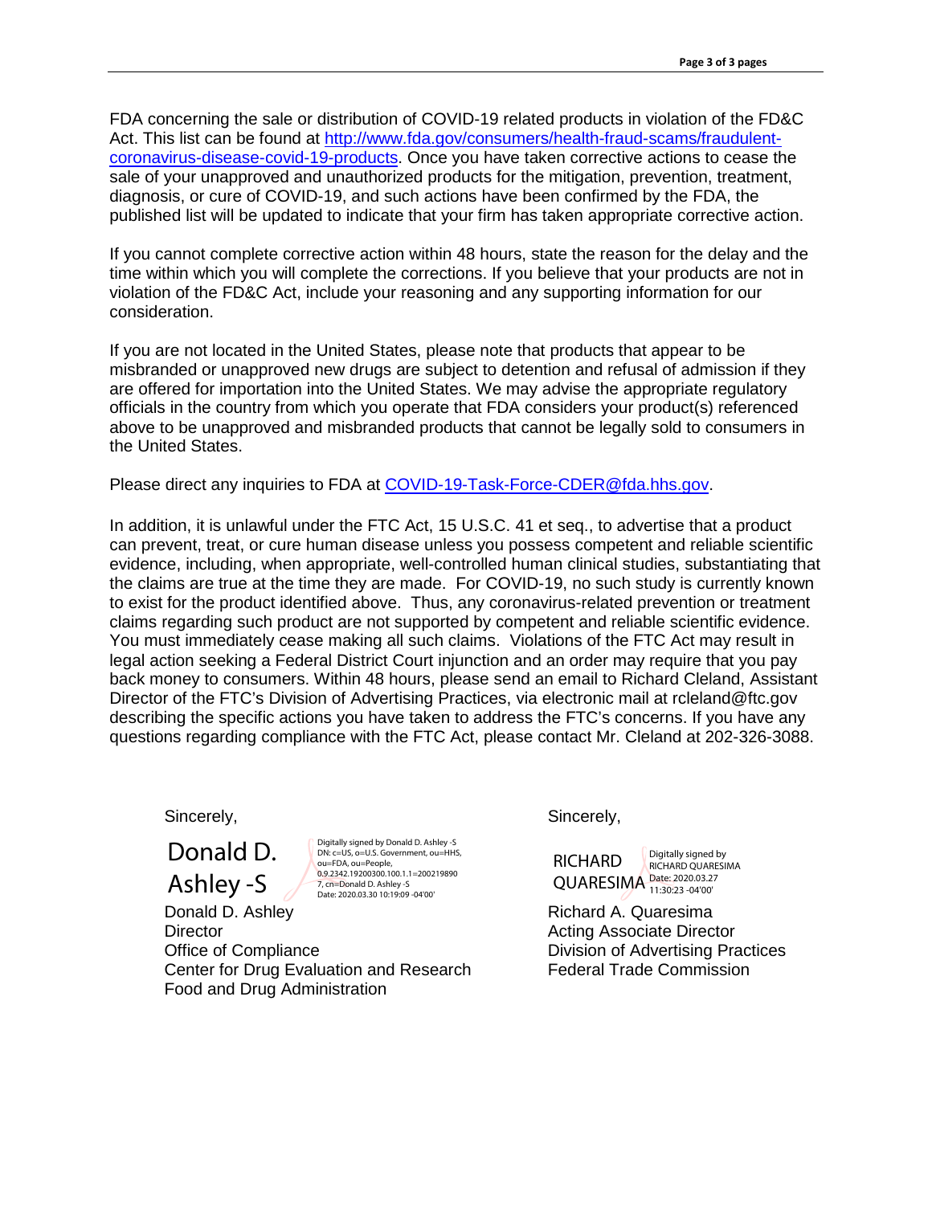FDA concerning the sale or distribution of COVID-19 related products in violation of the FD&C Act. This list can be found at [http://www.fda.gov/consumers/health-fraud-scams/fraudulent-coronavirus-disease-covid-19-products](http://www.fda.gov/consumers/health-fraud-scams/fraudulent-coronavirus-disease-covid-19-products). Once you have taken corrective actions to cease the sale of your unapproved and unauthorized products for the mitigation, prevention, treatment, diagnosis, or cure of COVID-19, and such actions have been confirmed by the FDA, the published list will be updated to indicate that your firm has taken appropriate corrective action.

If you cannot complete corrective action within 48 hours, state the reason for the delay and the time within which you will complete the corrections. If you believe that your products are not in violation of the FD&C Act, include your reasoning and any supporting information for our consideration.

If you are not located in the United States, please note that products that appear to be misbranded or unapproved new drugs are subject to detention and refusal of admission if they are offered for importation into the United States. We may advise the appropriate regulatory officials in the country from which you operate that FDA considers your product(s) referenced above to be unapproved and misbranded products that cannot be legally sold to consumers in the United States.

Please direct any inquiries to FDA at [COVID-19-Task-Force-CDER@fda.hhs.gov](mailto:COVID-19-Task-Force-CDER@fda.hhs.gov).

In addition, it is unlawful under the FTC Act, 15 U.S.C. 41 et seq., to advertise that a product can prevent, treat, or cure human disease unless you possess competent and reliable scientific evidence, including, when appropriate, well-controlled human clinical studies, substantiating that the claims are true at the time they are made. For COVID-19, no such study is currently known to exist for the product identified above. Thus, any coronavirus-related prevention or treatment claims regarding such product are not supported by competent and reliable scientific evidence. You must immediately cease making all such claims. Violations of the FTC Act may result in legal action seeking a Federal District Court injunction and an order may require that you pay back money to consumers. Within 48 hours, please send an email to Richard Cleland, Assistant Director of the FTC's Division of Advertising Practices, via electronic mail at rcleland@ftc.gov describing the specific actions you have taken to address the FTC's concerns. If you have any questions regarding compliance with the FTC Act, please contact Mr. Cleland at 202-326-3088.

Sincerely,

Donald D. Ashley -S

Digitally signed by Donald D. Ashley -S
DN: c=US, o=U.S. Government, ou=HHS, ou=FDA, ou=People, 0.9.2342.19200300.100.1.1=2002198907, cn=Donald D. Ashley -S
Date: 2020.03.30 10:19:09 -04'00'

Donald D. Ashley
Director
Office of Compliance
Center for Drug Evaluation and Research
Food and Drug Administration

Sincerely,

RICHARD QUARESIMA

Digitally signed by RICHARD QUARESIMA
Date: 2020.03.27 11:30:23 -04'00'

Richard A. Quaresima
Acting Associate Director
Division of Advertising Practices
Federal Trade Commission